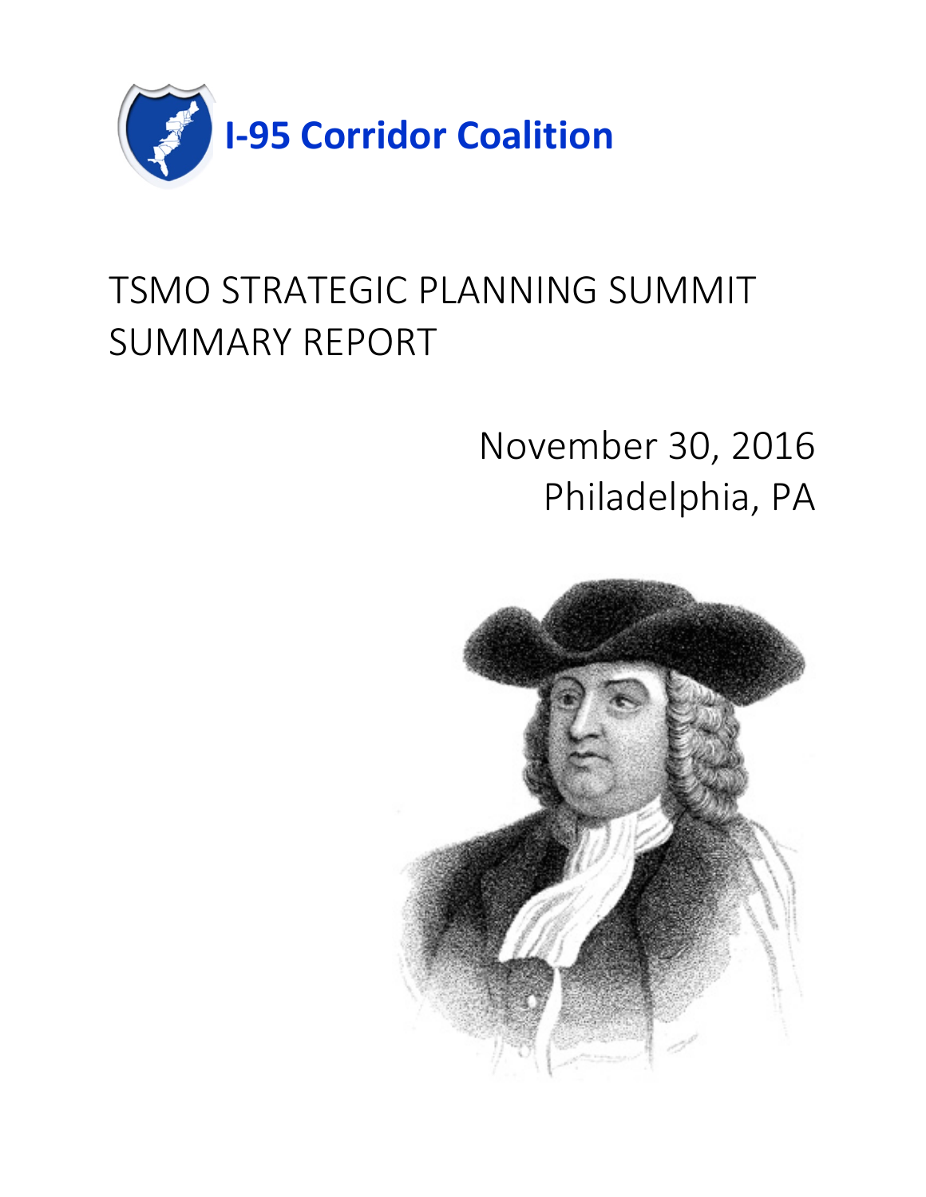**I-95 Corridor Coalition**

# TSMO STRATEGIC PLANNING SUMMIT SUMMARY REPORT

November 30, 2016
Philadelphia, PA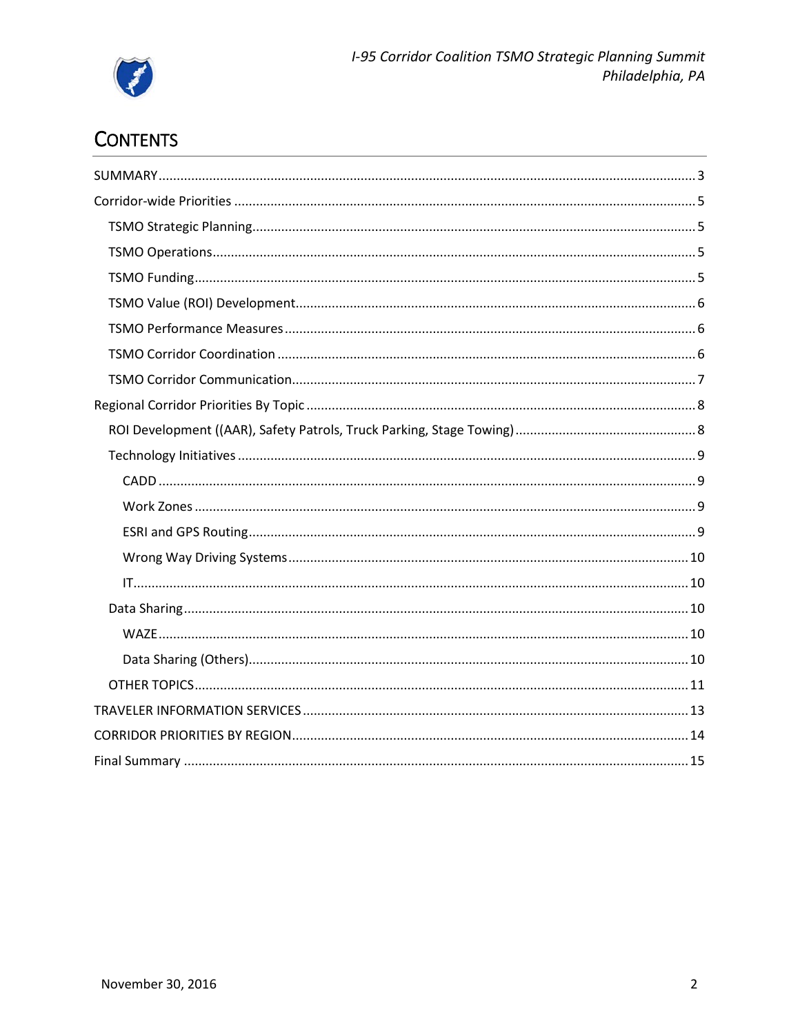# CONTENTS

- SUMMARY ... 3
- Corridor-wide Priorities ... 5
  - TSMO Strategic Planning ... 5
  - TSMO Operations ... 5
  - TSMO Funding ... 5
  - TSMO Value (ROI) Development ... 6
  - TSMO Performance Measures ... 6
  - TSMO Corridor Coordination ... 6
  - TSMO Corridor Communication ... 7
- Regional Corridor Priorities By Topic ... 8
  - ROI Development ((AAR), Safety Patrols, Truck Parking, Stage Towing) ... 8
  - Technology Initiatives ... 9
    - CADD ... 9
    - Work Zones ... 9
    - ESRI and GPS Routing ... 9
    - Wrong Way Driving Systems ... 10
    - IT ... 10
  - Data Sharing ... 10
    - WAZE ... 10
    - Data Sharing (Others) ... 10
  - OTHER TOPICS ... 11
- TRAVELER INFORMATION SERVICES ... 13
- CORRIDOR PRIORITIES BY REGION ... 14
- Final Summary ... 15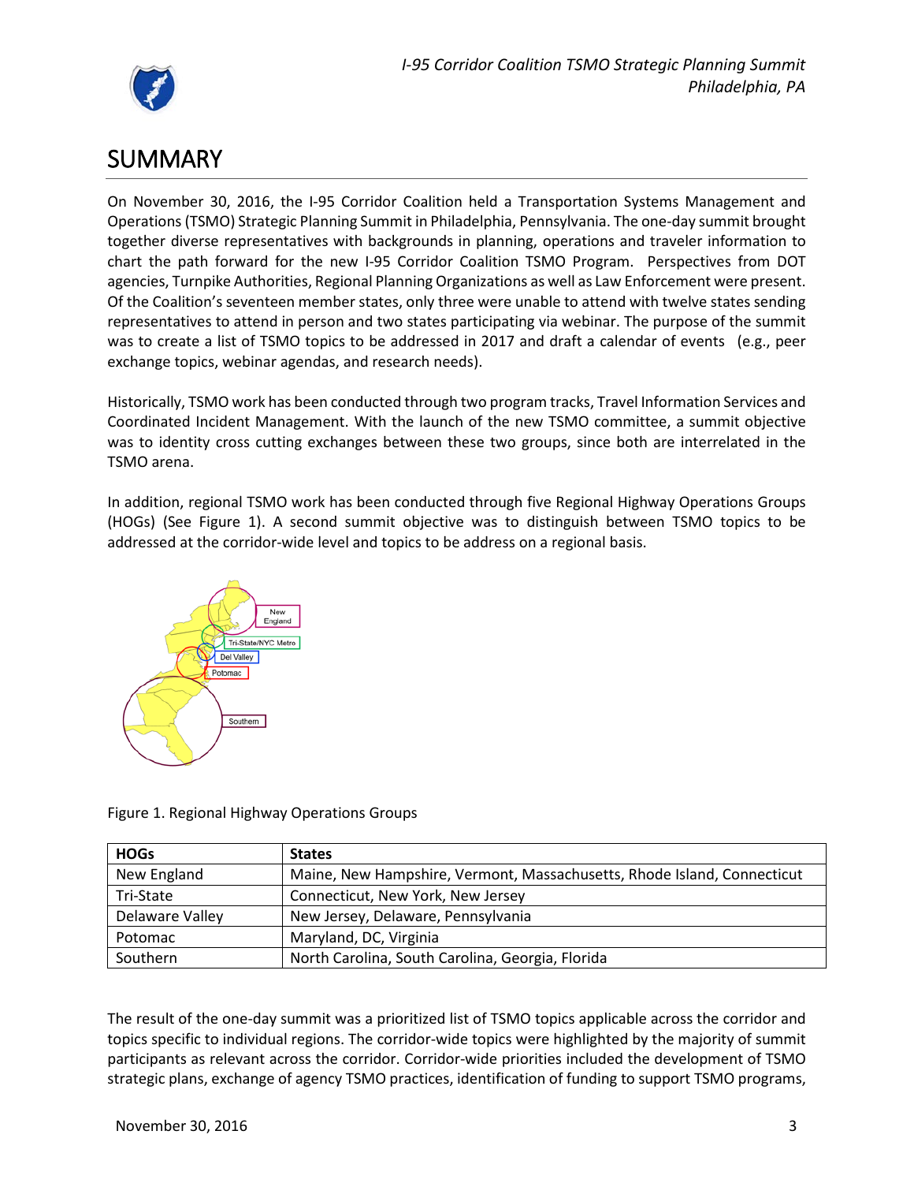# SUMMARY

On November 30, 2016, the I-95 Corridor Coalition held a Transportation Systems Management and Operations (TSMO) Strategic Planning Summit in Philadelphia, Pennsylvania. The one-day summit brought together diverse representatives with backgrounds in planning, operations and traveler information to chart the path forward for the new I-95 Corridor Coalition TSMO Program. Perspectives from DOT agencies, Turnpike Authorities, Regional Planning Organizations as well as Law Enforcement were present. Of the Coalition's seventeen member states, only three were unable to attend with twelve states sending representatives to attend in person and two states participating via webinar. The purpose of the summit was to create a list of TSMO topics to be addressed in 2017 and draft a calendar of events (e.g., peer exchange topics, webinar agendas, and research needs).

Historically, TSMO work has been conducted through two program tracks, Travel Information Services and Coordinated Incident Management. With the launch of the new TSMO committee, a summit objective was to identity cross cutting exchanges between these two groups, since both are interrelated in the TSMO arena.

In addition, regional TSMO work has been conducted through five Regional Highway Operations Groups (HOGs) (See Figure 1). A second summit objective was to distinguish between TSMO topics to be addressed at the corridor-wide level and topics to be address on a regional basis.

Figure 1. Regional Highway Operations Groups

| HOGs | States |
|---|---|
| New England | Maine, New Hampshire, Vermont, Massachusetts, Rhode Island, Connecticut |
| Tri-State | Connecticut, New York, New Jersey |
| Delaware Valley | New Jersey, Delaware, Pennsylvania |
| Potomac | Maryland, DC, Virginia |
| Southern | North Carolina, South Carolina, Georgia, Florida |

The result of the one-day summit was a prioritized list of TSMO topics applicable across the corridor and topics specific to individual regions. The corridor-wide topics were highlighted by the majority of summit participants as relevant across the corridor. Corridor-wide priorities included the development of TSMO strategic plans, exchange of agency TSMO practices, identification of funding to support TSMO programs,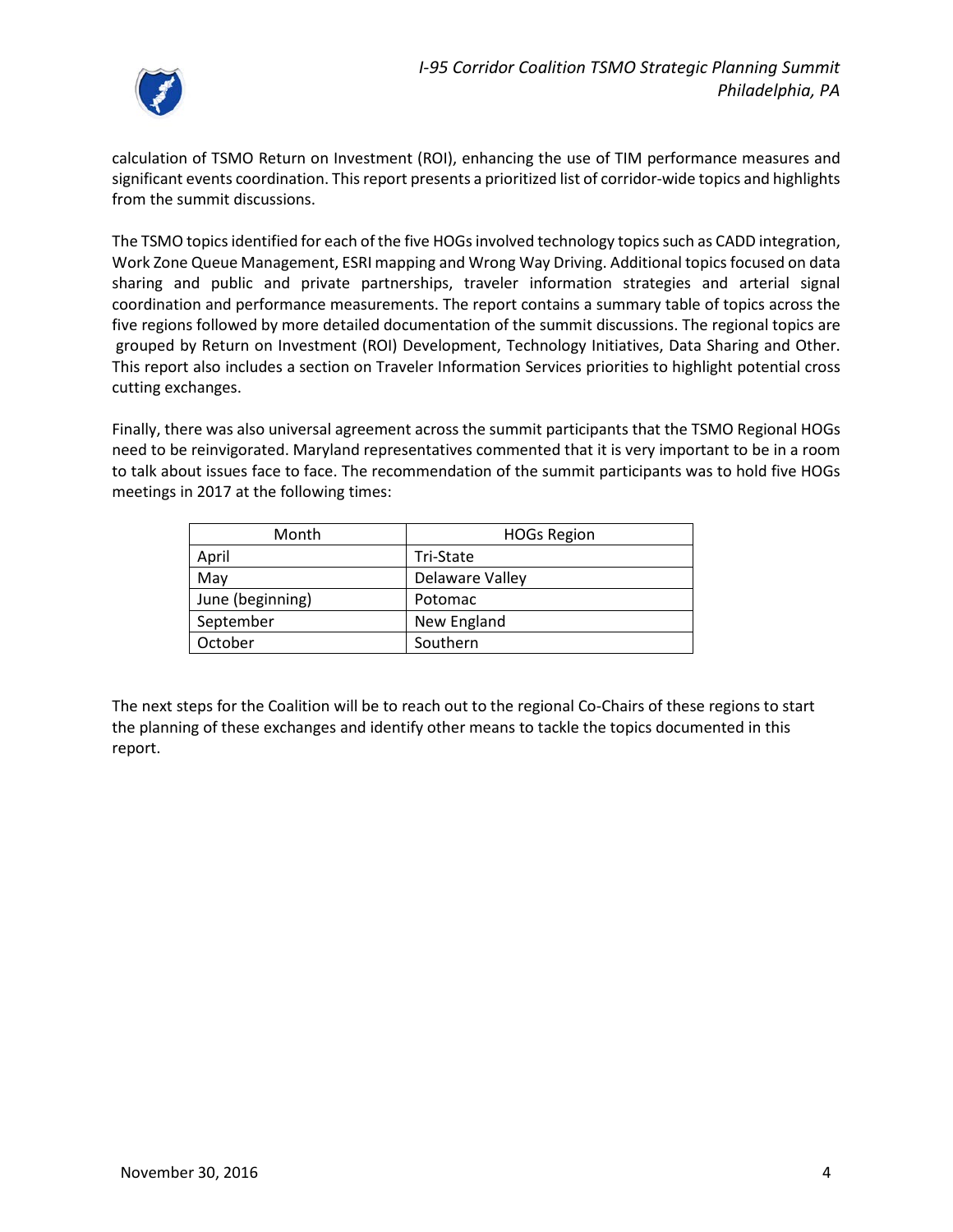calculation of TSMO Return on Investment (ROI), enhancing the use of TIM performance measures and significant events coordination. This report presents a prioritized list of corridor-wide topics and highlights from the summit discussions.

The TSMO topics identified for each of the five HOGs involved technology topics such as CADD integration, Work Zone Queue Management, ESRI mapping and Wrong Way Driving. Additional topics focused on data sharing and public and private partnerships, traveler information strategies and arterial signal coordination and performance measurements. The report contains a summary table of topics across the five regions followed by more detailed documentation of the summit discussions. The regional topics are grouped by Return on Investment (ROI) Development, Technology Initiatives, Data Sharing and Other. This report also includes a section on Traveler Information Services priorities to highlight potential cross cutting exchanges.

Finally, there was also universal agreement across the summit participants that the TSMO Regional HOGs need to be reinvigorated. Maryland representatives commented that it is very important to be in a room to talk about issues face to face. The recommendation of the summit participants was to hold five HOGs meetings in 2017 at the following times:

| Month | HOGs Region |
|---|---|
| April | Tri-State |
| May | Delaware Valley |
| June (beginning) | Potomac |
| September | New England |
| October | Southern |

The next steps for the Coalition will be to reach out to the regional Co-Chairs of these regions to start the planning of these exchanges and identify other means to tackle the topics documented in this report.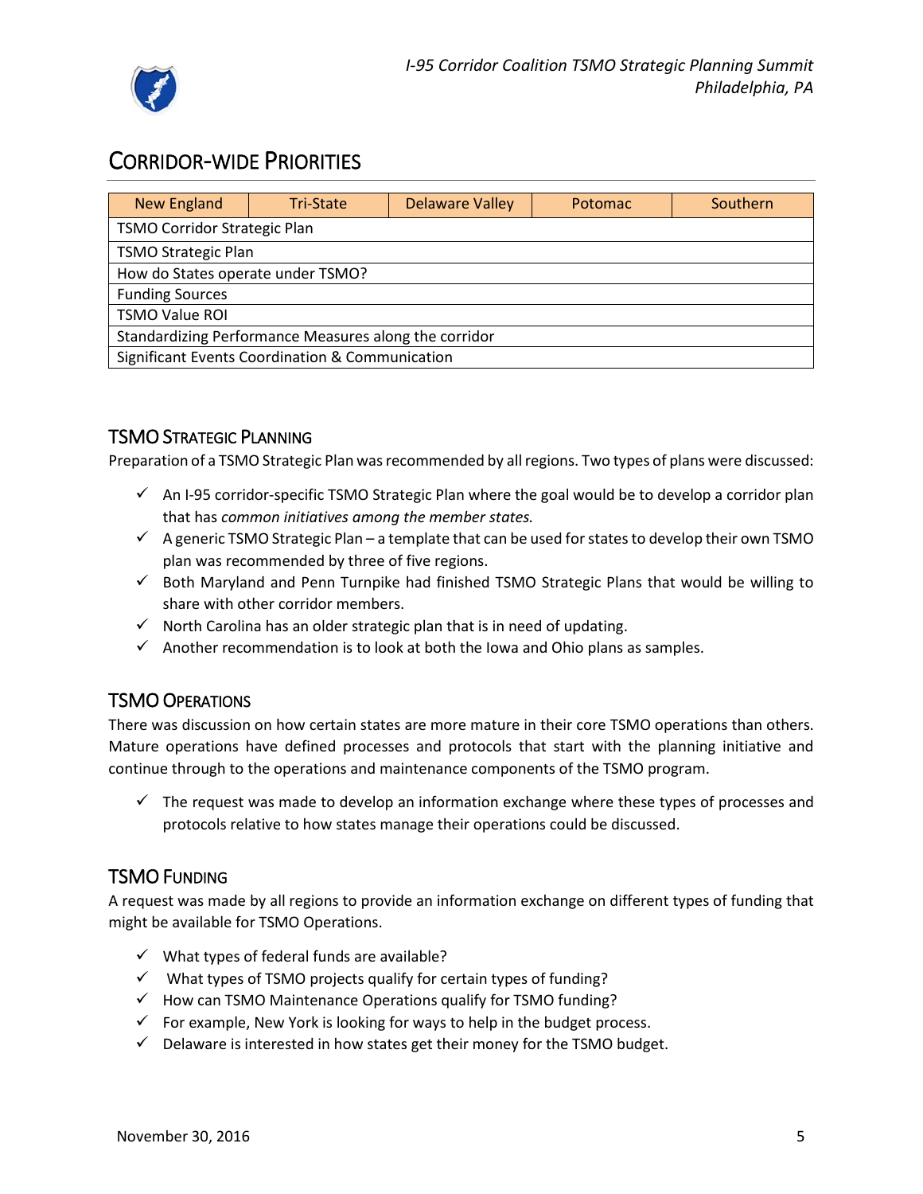## Corridor-wide Priorities

| New England | Tri-State | Delaware Valley | Potomac | Southern |
|---|---|---|---|---|
| TSMO Corridor Strategic Plan | | | | |
| TSMO Strategic Plan | | | | |
| How do States operate under TSMO? | | | | |
| Funding Sources | | | | |
| TSMO Value ROI | | | | |
| Standardizing Performance Measures along the corridor | | | | |
| Significant Events Coordination & Communication | | | | |

### TSMO Strategic Planning

Preparation of a TSMO Strategic Plan was recommended by all regions. Two types of plans were discussed:

- ✓ An I-95 corridor-specific TSMO Strategic Plan where the goal would be to develop a corridor plan that has *common initiatives among the member states.*
- ✓ A generic TSMO Strategic Plan – a template that can be used for states to develop their own TSMO plan was recommended by three of five regions.
- ✓ Both Maryland and Penn Turnpike had finished TSMO Strategic Plans that would be willing to share with other corridor members.
- ✓ North Carolina has an older strategic plan that is in need of updating.
- ✓ Another recommendation is to look at both the Iowa and Ohio plans as samples.

### TSMO Operations

There was discussion on how certain states are more mature in their core TSMO operations than others. Mature operations have defined processes and protocols that start with the planning initiative and continue through to the operations and maintenance components of the TSMO program.

- ✓ The request was made to develop an information exchange where these types of processes and protocols relative to how states manage their operations could be discussed.

### TSMO Funding

A request was made by all regions to provide an information exchange on different types of funding that might be available for TSMO Operations.

- ✓ What types of federal funds are available?
- ✓ What types of TSMO projects qualify for certain types of funding?
- ✓ How can TSMO Maintenance Operations qualify for TSMO funding?
- ✓ For example, New York is looking for ways to help in the budget process.
- ✓ Delaware is interested in how states get their money for the TSMO budget.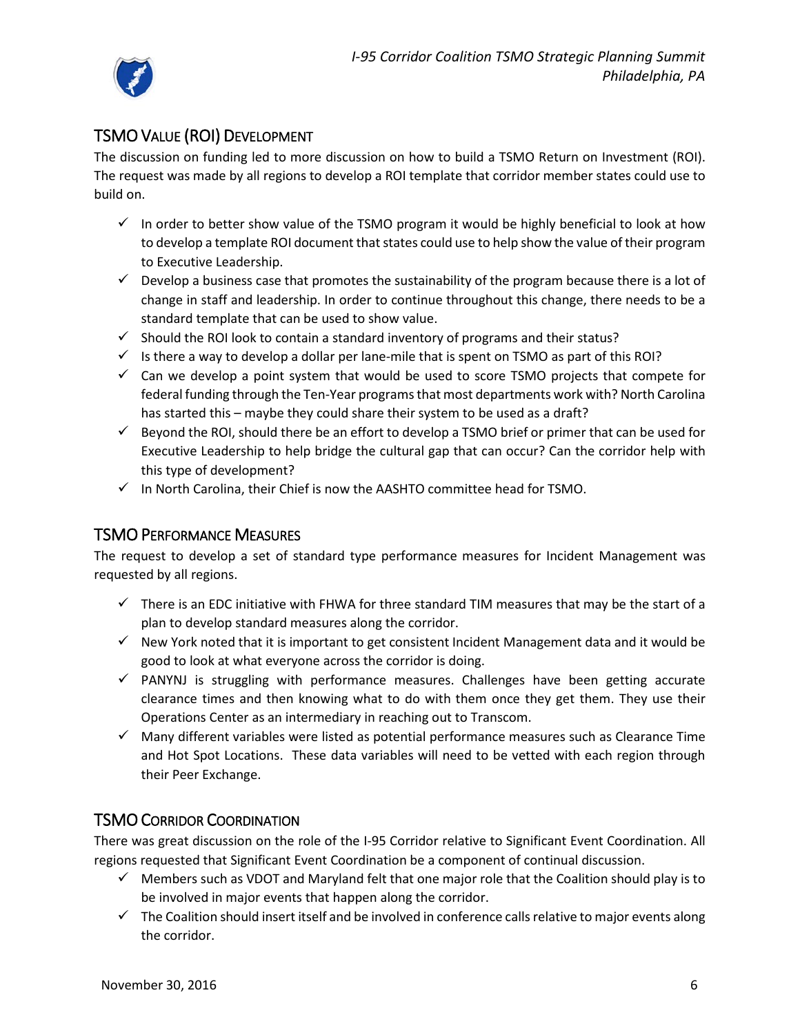## TSMO Value (ROI) Development

The discussion on funding led to more discussion on how to build a TSMO Return on Investment (ROI). The request was made by all regions to develop a ROI template that corridor member states could use to build on.

- ✓ In order to better show value of the TSMO program it would be highly beneficial to look at how to develop a template ROI document that states could use to help show the value of their program to Executive Leadership.
- ✓ Develop a business case that promotes the sustainability of the program because there is a lot of change in staff and leadership. In order to continue throughout this change, there needs to be a standard template that can be used to show value.
- ✓ Should the ROI look to contain a standard inventory of programs and their status?
- ✓ Is there a way to develop a dollar per lane-mile that is spent on TSMO as part of this ROI?
- ✓ Can we develop a point system that would be used to score TSMO projects that compete for federal funding through the Ten-Year programs that most departments work with? North Carolina has started this – maybe they could share their system to be used as a draft?
- ✓ Beyond the ROI, should there be an effort to develop a TSMO brief or primer that can be used for Executive Leadership to help bridge the cultural gap that can occur? Can the corridor help with this type of development?
- ✓ In North Carolina, their Chief is now the AASHTO committee head for TSMO.

## TSMO Performance Measures

The request to develop a set of standard type performance measures for Incident Management was requested by all regions.

- ✓ There is an EDC initiative with FHWA for three standard TIM measures that may be the start of a plan to develop standard measures along the corridor.
- ✓ New York noted that it is important to get consistent Incident Management data and it would be good to look at what everyone across the corridor is doing.
- ✓ PANYNJ is struggling with performance measures. Challenges have been getting accurate clearance times and then knowing what to do with them once they get them. They use their Operations Center as an intermediary in reaching out to Transcom.
- ✓ Many different variables were listed as potential performance measures such as Clearance Time and Hot Spot Locations. These data variables will need to be vetted with each region through their Peer Exchange.

## TSMO Corridor Coordination

There was great discussion on the role of the I-95 Corridor relative to Significant Event Coordination. All regions requested that Significant Event Coordination be a component of continual discussion.

- ✓ Members such as VDOT and Maryland felt that one major role that the Coalition should play is to be involved in major events that happen along the corridor.
- ✓ The Coalition should insert itself and be involved in conference calls relative to major events along the corridor.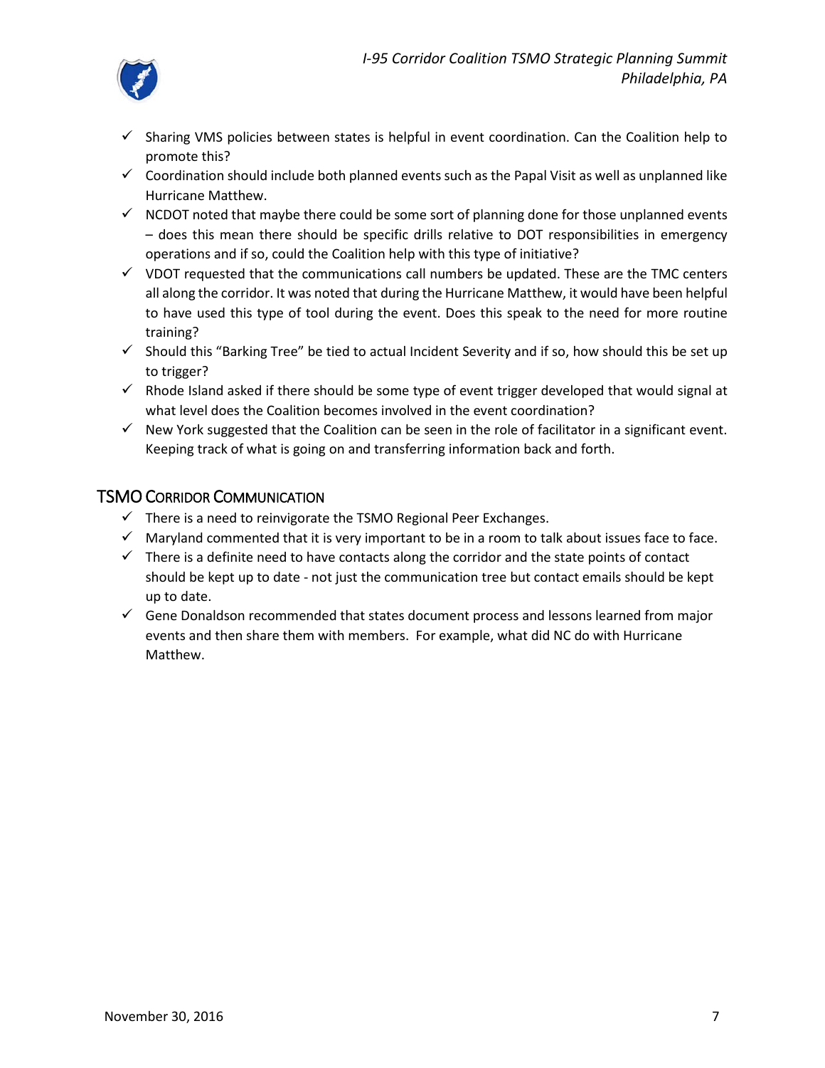- ✓ Sharing VMS policies between states is helpful in event coordination. Can the Coalition help to promote this?
- ✓ Coordination should include both planned events such as the Papal Visit as well as unplanned like Hurricane Matthew.
- ✓ NCDOT noted that maybe there could be some sort of planning done for those unplanned events – does this mean there should be specific drills relative to DOT responsibilities in emergency operations and if so, could the Coalition help with this type of initiative?
- ✓ VDOT requested that the communications call numbers be updated. These are the TMC centers all along the corridor. It was noted that during the Hurricane Matthew, it would have been helpful to have used this type of tool during the event. Does this speak to the need for more routine training?
- ✓ Should this "Barking Tree" be tied to actual Incident Severity and if so, how should this be set up to trigger?
- ✓ Rhode Island asked if there should be some type of event trigger developed that would signal at what level does the Coalition becomes involved in the event coordination?
- ✓ New York suggested that the Coalition can be seen in the role of facilitator in a significant event. Keeping track of what is going on and transferring information back and forth.

## TSMO Corridor Communication

- ✓ There is a need to reinvigorate the TSMO Regional Peer Exchanges.
- ✓ Maryland commented that it is very important to be in a room to talk about issues face to face.
- ✓ There is a definite need to have contacts along the corridor and the state points of contact should be kept up to date - not just the communication tree but contact emails should be kept up to date.
- ✓ Gene Donaldson recommended that states document process and lessons learned from major events and then share them with members. For example, what did NC do with Hurricane Matthew.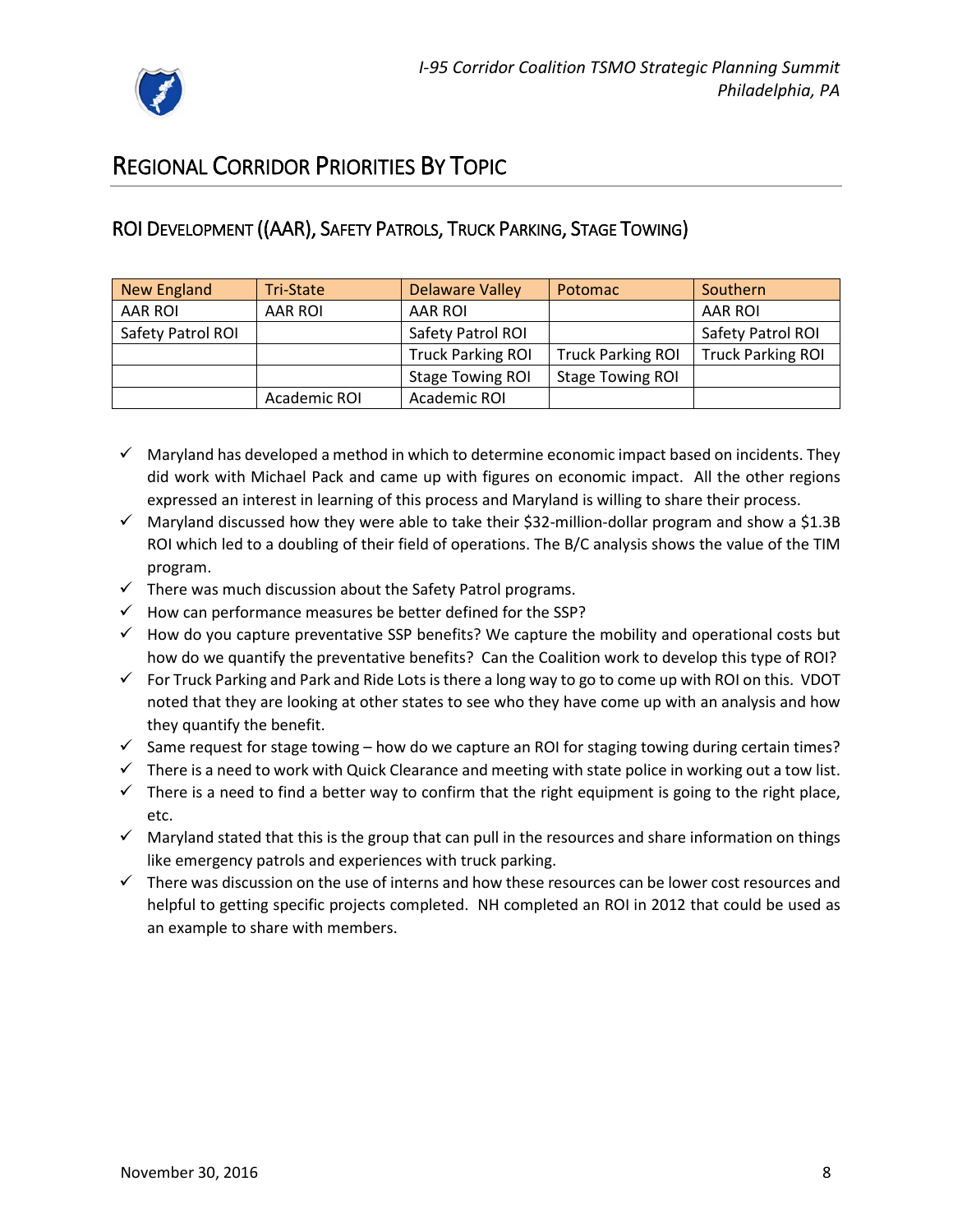## Regional Corridor Priorities By Topic

### ROI Development ((AAR), Safety Patrols, Truck Parking, Stage Towing)

| New England | Tri-State | Delaware Valley | Potomac | Southern |
|---|---|---|---|---|
| AAR ROI | AAR ROI | AAR ROI | | AAR ROI |
| Safety Patrol ROI | | Safety Patrol ROI | | Safety Patrol ROI |
| | | Truck Parking ROI | Truck Parking ROI | Truck Parking ROI |
| | | Stage Towing ROI | Stage Towing ROI | |
| | Academic ROI | Academic ROI | | |

- ✓ Maryland has developed a method in which to determine economic impact based on incidents. They did work with Michael Pack and came up with figures on economic impact. All the other regions expressed an interest in learning of this process and Maryland is willing to share their process.
- ✓ Maryland discussed how they were able to take their $32-million-dollar program and show a $1.3B ROI which led to a doubling of their field of operations. The B/C analysis shows the value of the TIM program.
- ✓ There was much discussion about the Safety Patrol programs.
- ✓ How can performance measures be better defined for the SSP?
- ✓ How do you capture preventative SSP benefits? We capture the mobility and operational costs but how do we quantify the preventative benefits? Can the Coalition work to develop this type of ROI?
- ✓ For Truck Parking and Park and Ride Lots is there a long way to go to come up with ROI on this. VDOT noted that they are looking at other states to see who they have come up with an analysis and how they quantify the benefit.
- ✓ Same request for stage towing – how do we capture an ROI for staging towing during certain times?
- ✓ There is a need to work with Quick Clearance and meeting with state police in working out a tow list.
- ✓ There is a need to find a better way to confirm that the right equipment is going to the right place, etc.
- ✓ Maryland stated that this is the group that can pull in the resources and share information on things like emergency patrols and experiences with truck parking.
- ✓ There was discussion on the use of interns and how these resources can be lower cost resources and helpful to getting specific projects completed. NH completed an ROI in 2012 that could be used as an example to share with members.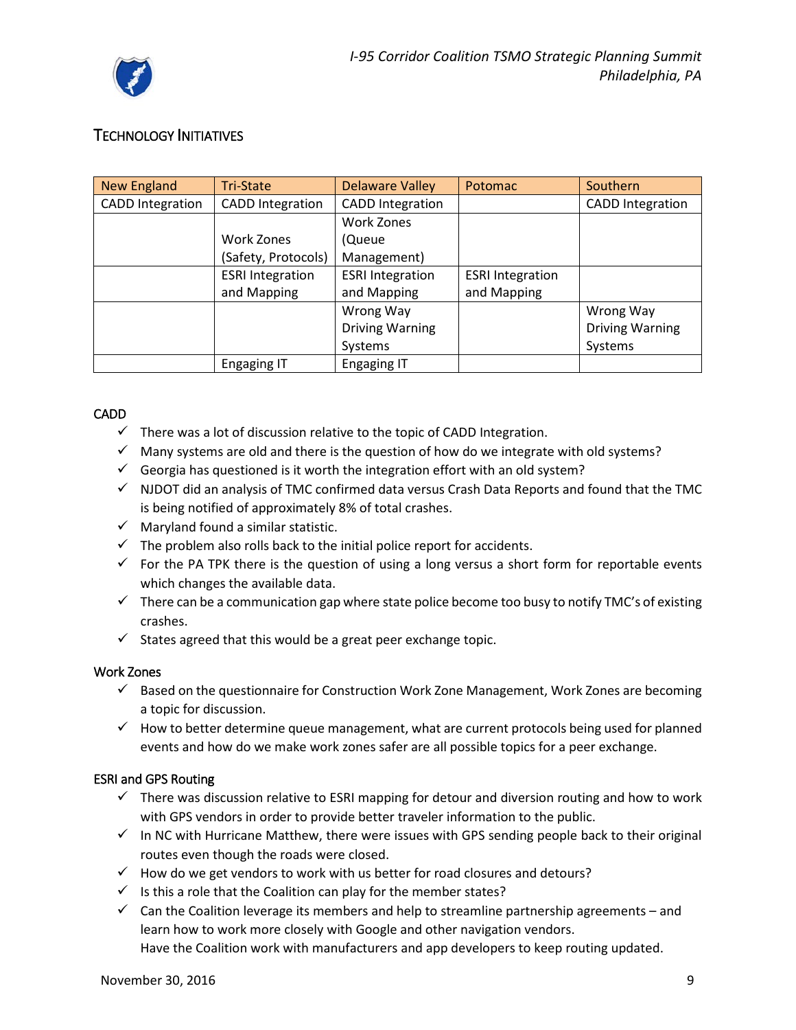## TECHNOLOGY INITIATIVES

| New England | Tri-State | Delaware Valley | Potomac | Southern |
|---|---|---|---|---|
| CADD Integration | CADD Integration | CADD Integration | | CADD Integration |
| | Work Zones (Safety, Protocols) | Work Zones (Queue Management) | | |
| | ESRI Integration and Mapping | ESRI Integration and Mapping | ESRI Integration and Mapping | |
| | | Wrong Way Driving Warning Systems | | Wrong Way Driving Warning Systems |
| | Engaging IT | Engaging IT | | |

### CADD

- ✓ There was a lot of discussion relative to the topic of CADD Integration.
- ✓ Many systems are old and there is the question of how do we integrate with old systems?
- ✓ Georgia has questioned is it worth the integration effort with an old system?
- ✓ NJDOT did an analysis of TMC confirmed data versus Crash Data Reports and found that the TMC is being notified of approximately 8% of total crashes.
- ✓ Maryland found a similar statistic.
- ✓ The problem also rolls back to the initial police report for accidents.
- ✓ For the PA TPK there is the question of using a long versus a short form for reportable events which changes the available data.
- ✓ There can be a communication gap where state police become too busy to notify TMC's of existing crashes.
- ✓ States agreed that this would be a great peer exchange topic.

### Work Zones

- ✓ Based on the questionnaire for Construction Work Zone Management, Work Zones are becoming a topic for discussion.
- ✓ How to better determine queue management, what are current protocols being used for planned events and how do we make work zones safer are all possible topics for a peer exchange.

### ESRI and GPS Routing

- ✓ There was discussion relative to ESRI mapping for detour and diversion routing and how to work with GPS vendors in order to provide better traveler information to the public.
- ✓ In NC with Hurricane Matthew, there were issues with GPS sending people back to their original routes even though the roads were closed.
- ✓ How do we get vendors to work with us better for road closures and detours?
- ✓ Is this a role that the Coalition can play for the member states?
- ✓ Can the Coalition leverage its members and help to streamline partnership agreements – and learn how to work more closely with Google and other navigation vendors. Have the Coalition work with manufacturers and app developers to keep routing updated.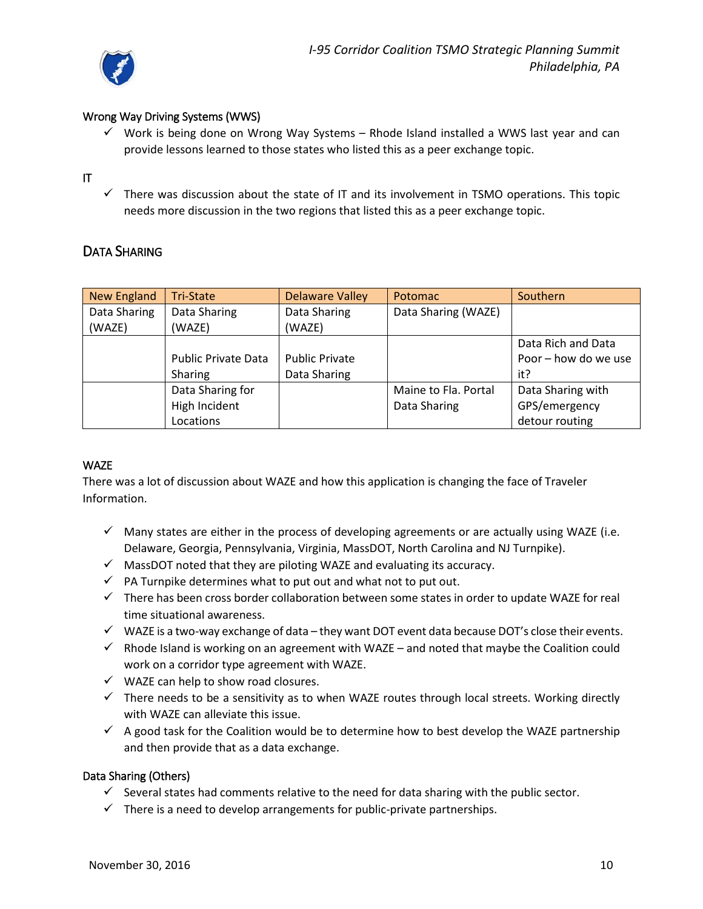### Wrong Way Driving Systems (WWS)

- ✓ Work is being done on Wrong Way Systems – Rhode Island installed a WWS last year and can provide lessons learned to those states who listed this as a peer exchange topic.

### IT

- ✓ There was discussion about the state of IT and its involvement in TSMO operations. This topic needs more discussion in the two regions that listed this as a peer exchange topic.

## Data Sharing

| New England | Tri-State | Delaware Valley | Potomac | Southern |
|---|---|---|---|---|
| Data Sharing (WAZE) | Data Sharing (WAZE) | Data Sharing (WAZE) | Data Sharing (WAZE) | |
| | Public Private Data Sharing | Public Private Data Sharing | | Data Rich and Data Poor – how do we use it? |
| | Data Sharing for High Incident Locations | | Maine to Fla. Portal Data Sharing | Data Sharing with GPS/emergency detour routing |

### WAZE

There was a lot of discussion about WAZE and how this application is changing the face of Traveler Information.

- ✓ Many states are either in the process of developing agreements or are actually using WAZE (i.e. Delaware, Georgia, Pennsylvania, Virginia, MassDOT, North Carolina and NJ Turnpike).
- ✓ MassDOT noted that they are piloting WAZE and evaluating its accuracy.
- ✓ PA Turnpike determines what to put out and what not to put out.
- ✓ There has been cross border collaboration between some states in order to update WAZE for real time situational awareness.
- ✓ WAZE is a two-way exchange of data – they want DOT event data because DOT's close their events.
- ✓ Rhode Island is working on an agreement with WAZE – and noted that maybe the Coalition could work on a corridor type agreement with WAZE.
- ✓ WAZE can help to show road closures.
- ✓ There needs to be a sensitivity as to when WAZE routes through local streets. Working directly with WAZE can alleviate this issue.
- ✓ A good task for the Coalition would be to determine how to best develop the WAZE partnership and then provide that as a data exchange.

### Data Sharing (Others)

- ✓ Several states had comments relative to the need for data sharing with the public sector.
- ✓ There is a need to develop arrangements for public-private partnerships.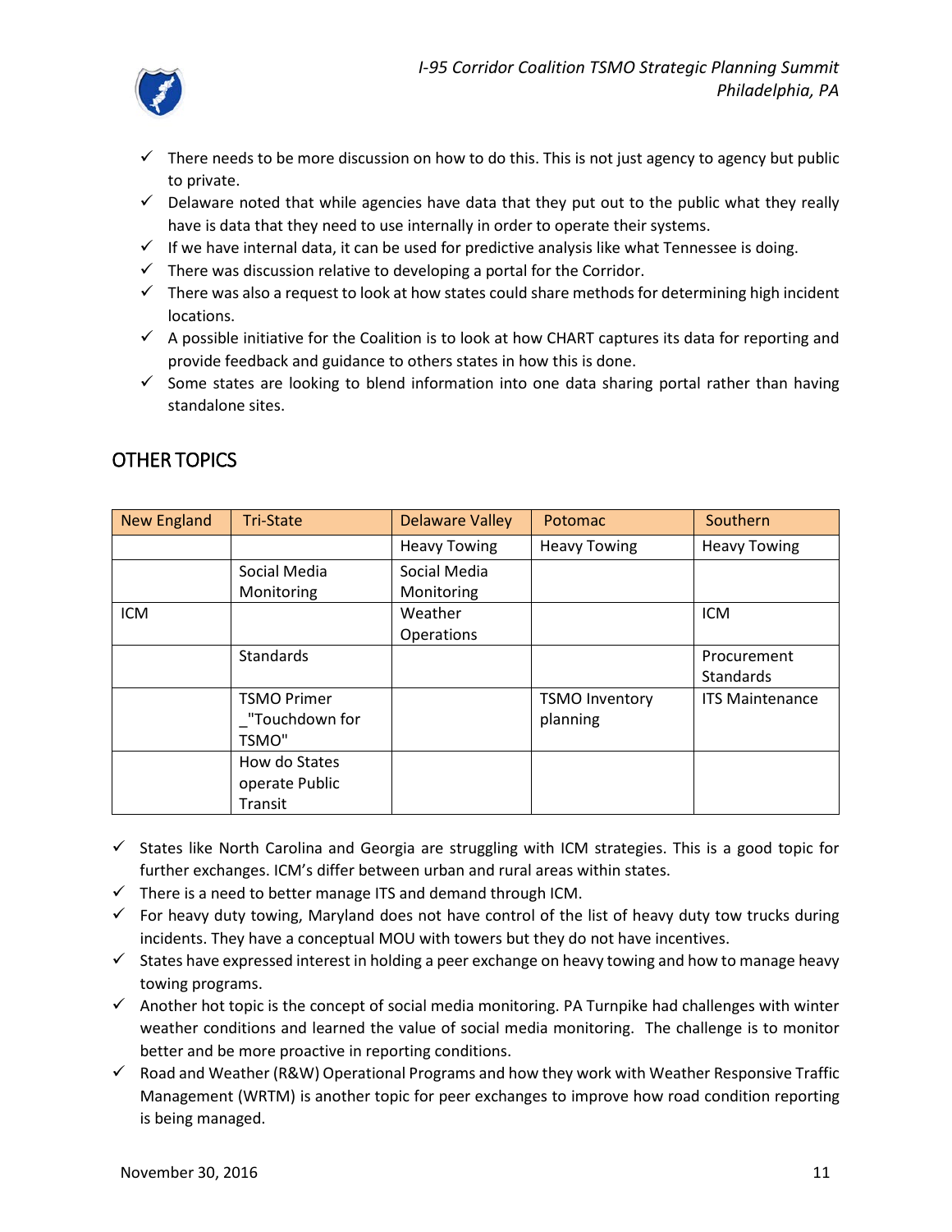- There needs to be more discussion on how to do this. This is not just agency to agency but public to private.
- Delaware noted that while agencies have data that they put out to the public what they really have is data that they need to use internally in order to operate their systems.
- If we have internal data, it can be used for predictive analysis like what Tennessee is doing.
- There was discussion relative to developing a portal for the Corridor.
- There was also a request to look at how states could share methods for determining high incident locations.
- A possible initiative for the Coalition is to look at how CHART captures its data for reporting and provide feedback and guidance to others states in how this is done.
- Some states are looking to blend information into one data sharing portal rather than having standalone sites.

## OTHER TOPICS

| New England | Tri-State | Delaware Valley | Potomac | Southern |
|---|---|---|---|---|
| | | Heavy Towing | Heavy Towing | Heavy Towing |
| | Social Media Monitoring | Social Media Monitoring | | |
| ICM | | Weather Operations | | ICM |
| | Standards | | | Procurement Standards |
| | TSMO Primer _"Touchdown for TSMO" | | TSMO Inventory planning | ITS Maintenance |
| | How do States operate Public Transit | | | |

- States like North Carolina and Georgia are struggling with ICM strategies. This is a good topic for further exchanges. ICM's differ between urban and rural areas within states.
- There is a need to better manage ITS and demand through ICM.
- For heavy duty towing, Maryland does not have control of the list of heavy duty tow trucks during incidents. They have a conceptual MOU with towers but they do not have incentives.
- States have expressed interest in holding a peer exchange on heavy towing and how to manage heavy towing programs.
- Another hot topic is the concept of social media monitoring. PA Turnpike had challenges with winter weather conditions and learned the value of social media monitoring. The challenge is to monitor better and be more proactive in reporting conditions.
- Road and Weather (R&W) Operational Programs and how they work with Weather Responsive Traffic Management (WRTM) is another topic for peer exchanges to improve how road condition reporting is being managed.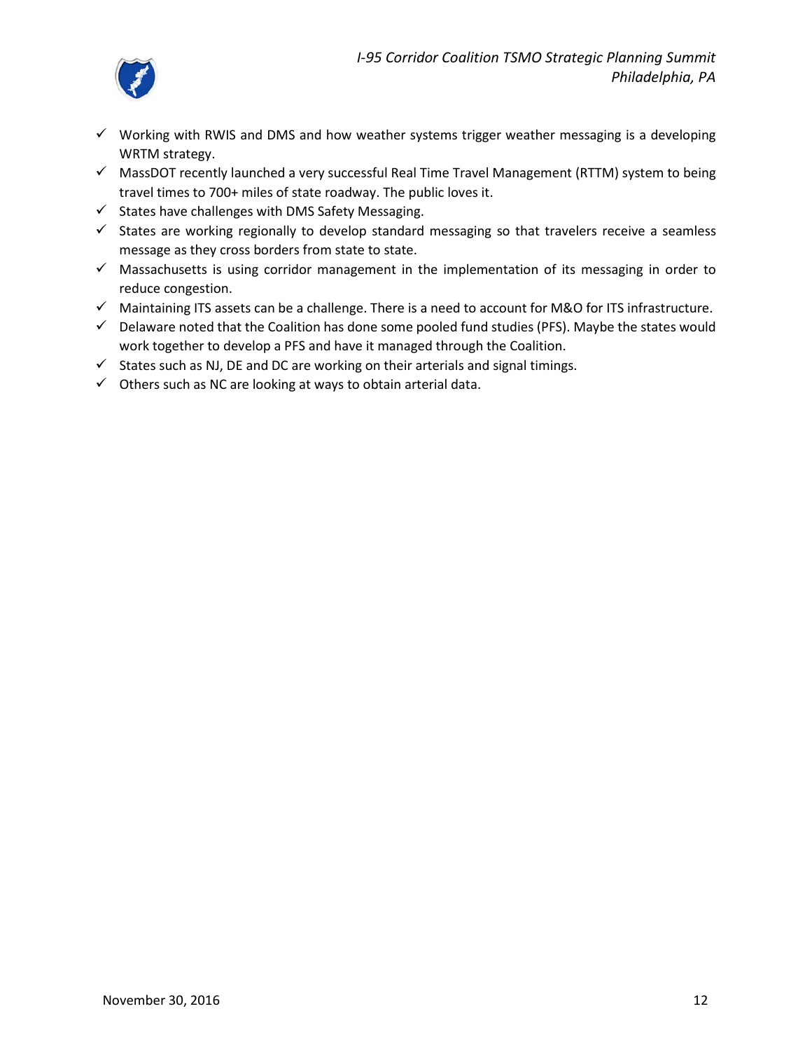- ✓ Working with RWIS and DMS and how weather systems trigger weather messaging is a developing WRTM strategy.
- ✓ MassDOT recently launched a very successful Real Time Travel Management (RTTM) system to being travel times to 700+ miles of state roadway. The public loves it.
- ✓ States have challenges with DMS Safety Messaging.
- ✓ States are working regionally to develop standard messaging so that travelers receive a seamless message as they cross borders from state to state.
- ✓ Massachusetts is using corridor management in the implementation of its messaging in order to reduce congestion.
- ✓ Maintaining ITS assets can be a challenge. There is a need to account for M&O for ITS infrastructure.
- ✓ Delaware noted that the Coalition has done some pooled fund studies (PFS). Maybe the states would work together to develop a PFS and have it managed through the Coalition.
- ✓ States such as NJ, DE and DC are working on their arterials and signal timings.
- ✓ Others such as NC are looking at ways to obtain arterial data.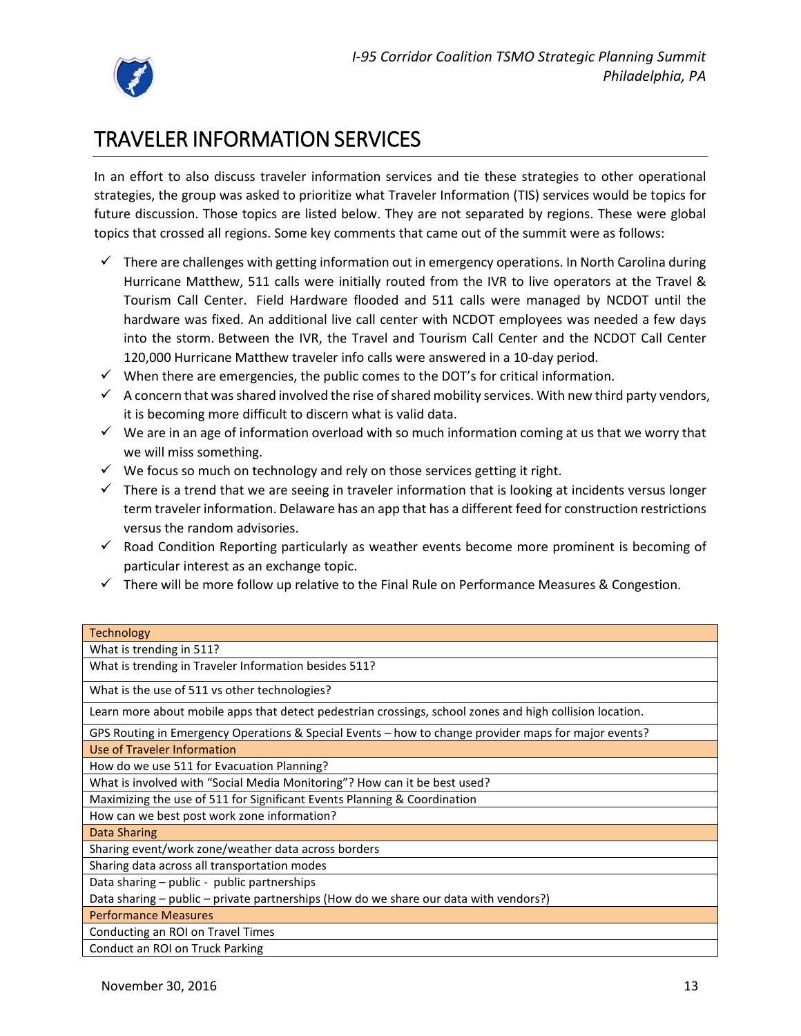# TRAVELER INFORMATION SERVICES

In an effort to also discuss traveler information services and tie these strategies to other operational strategies, the group was asked to prioritize what Traveler Information (TIS) services would be topics for future discussion. Those topics are listed below. They are not separated by regions. These were global topics that crossed all regions. Some key comments that came out of the summit were as follows:

- ✓ There are challenges with getting information out in emergency operations. In North Carolina during Hurricane Matthew, 511 calls were initially routed from the IVR to live operators at the Travel & Tourism Call Center. Field Hardware flooded and 511 calls were managed by NCDOT until the hardware was fixed. An additional live call center with NCDOT employees was needed a few days into the storm. Between the IVR, the Travel and Tourism Call Center and the NCDOT Call Center 120,000 Hurricane Matthew traveler info calls were answered in a 10-day period.
- ✓ When there are emergencies, the public comes to the DOT's for critical information.
- ✓ A concern that was shared involved the rise of shared mobility services. With new third party vendors, it is becoming more difficult to discern what is valid data.
- ✓ We are in an age of information overload with so much information coming at us that we worry that we will miss something.
- ✓ We focus so much on technology and rely on those services getting it right.
- ✓ There is a trend that we are seeing in traveler information that is looking at incidents versus longer term traveler information. Delaware has an app that has a different feed for construction restrictions versus the random advisories.
- ✓ Road Condition Reporting particularly as weather events become more prominent is becoming of particular interest as an exchange topic.
- ✓ There will be more follow up relative to the Final Rule on Performance Measures & Congestion.

| Technology |
|---|
| What is trending in 511? |
| What is trending in Traveler Information besides 511? |
| What is the use of 511 vs other technologies? |
| Learn more about mobile apps that detect pedestrian crossings, school zones and high collision location. |
| GPS Routing in Emergency Operations & Special Events – how to change provider maps for major events? |
| **Use of Traveler Information** |
| How do we use 511 for Evacuation Planning? |
| What is involved with "Social Media Monitoring"? How can it be best used? |
| Maximizing the use of 511 for Significant Events Planning & Coordination |
| How can we best post work zone information? |
| **Data Sharing** |
| Sharing event/work zone/weather data across borders |
| Sharing data across all transportation modes |
| Data sharing – public - public partnerships |
| Data sharing – public – private partnerships (How do we share our data with vendors?) |
| **Performance Measures** |
| Conducting an ROI on Travel Times |
| Conduct an ROI on Truck Parking |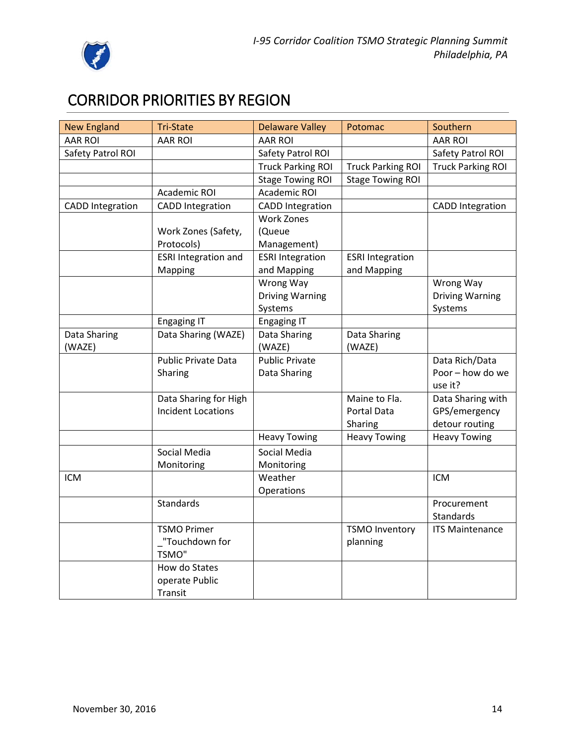# CORRIDOR PRIORITIES BY REGION

| New England | Tri-State | Delaware Valley | Potomac | Southern |
|---|---|---|---|---|
| AAR ROI | AAR ROI | AAR ROI | | AAR ROI |
| Safety Patrol ROI | | Safety Patrol ROI | | Safety Patrol ROI |
| | | Truck Parking ROI | Truck Parking ROI | Truck Parking ROI |
| | | Stage Towing ROI | Stage Towing ROI | |
| | Academic ROI | Academic ROI | | |
| CADD Integration | CADD Integration | CADD Integration | | CADD Integration |
| | Work Zones (Safety, Protocols) | Work Zones (Queue Management) | | |
| | ESRI Integration and Mapping | ESRI Integration and Mapping | ESRI Integration and Mapping | |
| | | Wrong Way Driving Warning Systems | | Wrong Way Driving Warning Systems |
| | Engaging IT | Engaging IT | | |
| Data Sharing (WAZE) | Data Sharing (WAZE) | Data Sharing (WAZE) | Data Sharing (WAZE) | |
| | Public Private Data Sharing | Public Private Data Sharing | | Data Rich/Data Poor – how do we use it? |
| | Data Sharing for High Incident Locations | | Maine to Fla. Portal Data Sharing | Data Sharing with GPS/emergency detour routing |
| | | Heavy Towing | Heavy Towing | Heavy Towing |
| | Social Media Monitoring | Social Media Monitoring | | |
| ICM | | Weather Operations | | ICM |
| | Standards | | | Procurement Standards |
| | TSMO Primer _"Touchdown for TSMO" | | TSMO Inventory planning | ITS Maintenance |
| | How do States operate Public Transit | | | |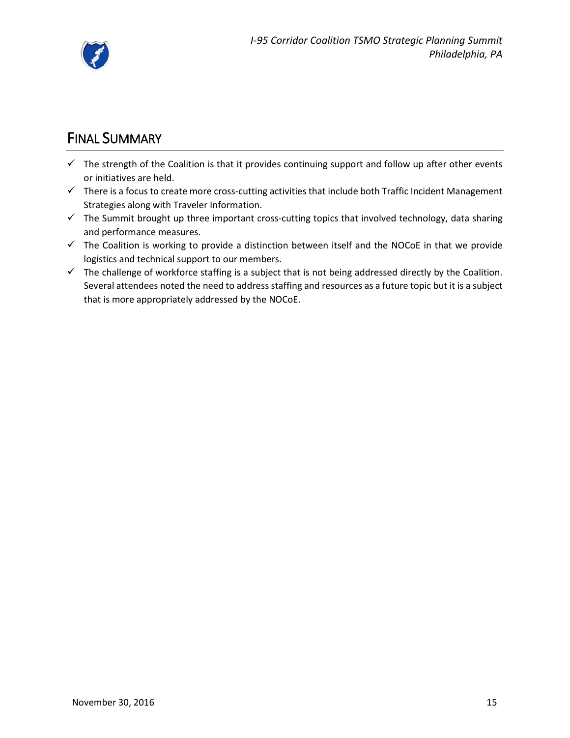# Final Summary

- ✓ The strength of the Coalition is that it provides continuing support and follow up after other events or initiatives are held.
- ✓ There is a focus to create more cross-cutting activities that include both Traffic Incident Management Strategies along with Traveler Information.
- ✓ The Summit brought up three important cross-cutting topics that involved technology, data sharing and performance measures.
- ✓ The Coalition is working to provide a distinction between itself and the NOCoE in that we provide logistics and technical support to our members.
- ✓ The challenge of workforce staffing is a subject that is not being addressed directly by the Coalition. Several attendees noted the need to address staffing and resources as a future topic but it is a subject that is more appropriately addressed by the NOCoE.